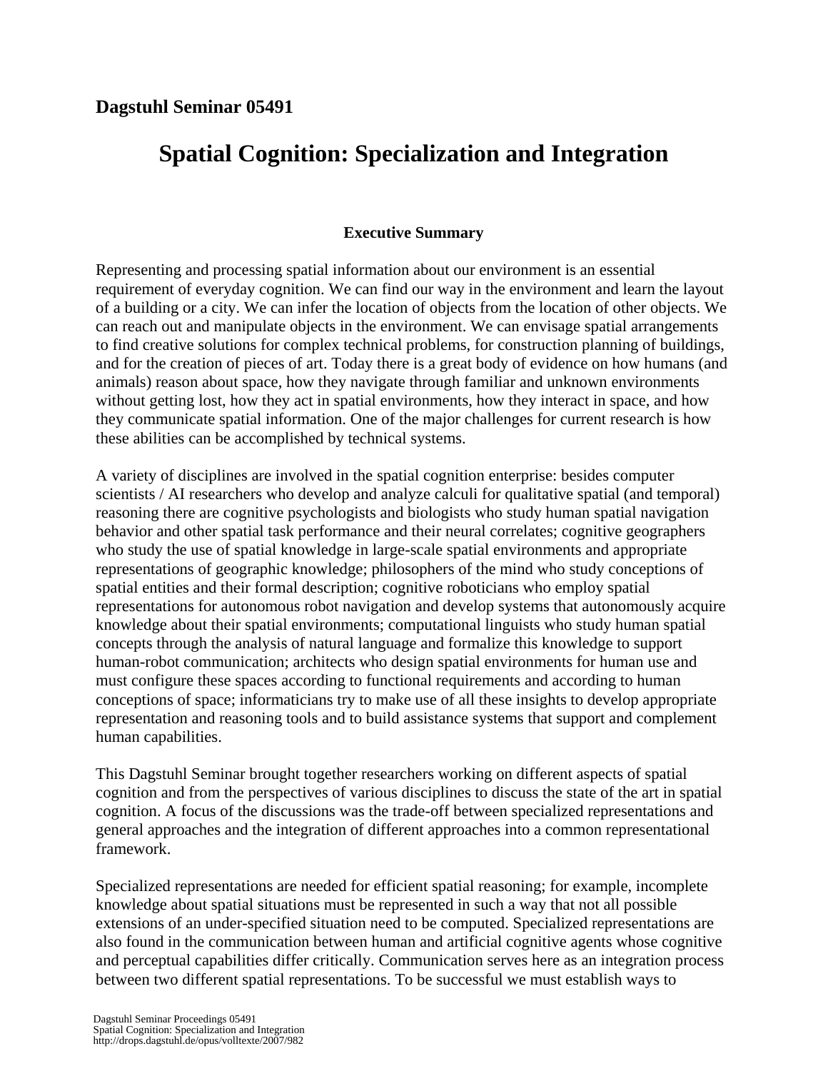**Dagstuhl Seminar 05491**

# Spatial Cognition: Specialization and Integration

## Executive Summary

Representing and processing spatial information about our environment is an essential requirement of everyday cognition. We can find our way in the environment and learn the layout of a building or a city. We can infer the location of objects from the location of other objects. We can reach out and manipulate objects in the environment. We can envisage spatial arrangements to find creative solutions for complex technical problems, for construction planning of buildings, and for the creation of pieces of art. Today there is a great body of evidence on how humans (and animals) reason about space, how they navigate through familiar and unknown environments without getting lost, how they act in spatial environments, how they interact in space, and how they communicate spatial information. One of the major challenges for current research is how these abilities can be accomplished by technical systems.

A variety of disciplines are involved in the spatial cognition enterprise: besides computer scientists / AI researchers who develop and analyze calculi for qualitative spatial (and temporal) reasoning there are cognitive psychologists and biologists who study human spatial navigation behavior and other spatial task performance and their neural correlates; cognitive geographers who study the use of spatial knowledge in large-scale spatial environments and appropriate representations of geographic knowledge; philosophers of the mind who study conceptions of spatial entities and their formal description; cognitive roboticians who employ spatial representations for autonomous robot navigation and develop systems that autonomously acquire knowledge about their spatial environments; computational linguists who study human spatial concepts through the analysis of natural language and formalize this knowledge to support human-robot communication; architects who design spatial environments for human use and must configure these spaces according to functional requirements and according to human conceptions of space; informaticians try to make use of all these insights to develop appropriate representation and reasoning tools and to build assistance systems that support and complement human capabilities.

This Dagstuhl Seminar brought together researchers working on different aspects of spatial cognition and from the perspectives of various disciplines to discuss the state of the art in spatial cognition. A focus of the discussions was the trade-off between specialized representations and general approaches and the integration of different approaches into a common representational framework.

Specialized representations are needed for efficient spatial reasoning; for example, incomplete knowledge about spatial situations must be represented in such a way that not all possible extensions of an under-specified situation need to be computed. Specialized representations are also found in the communication between human and artificial cognitive agents whose cognitive and perceptual capabilities differ critically. Communication serves here as an integration process between two different spatial representations. To be successful we must establish ways to

Dagstuhl Seminar Proceedings 05491
Spatial Cognition: Specialization and Integration
http://drops.dagstuhl.de/opus/volltexte/2007/982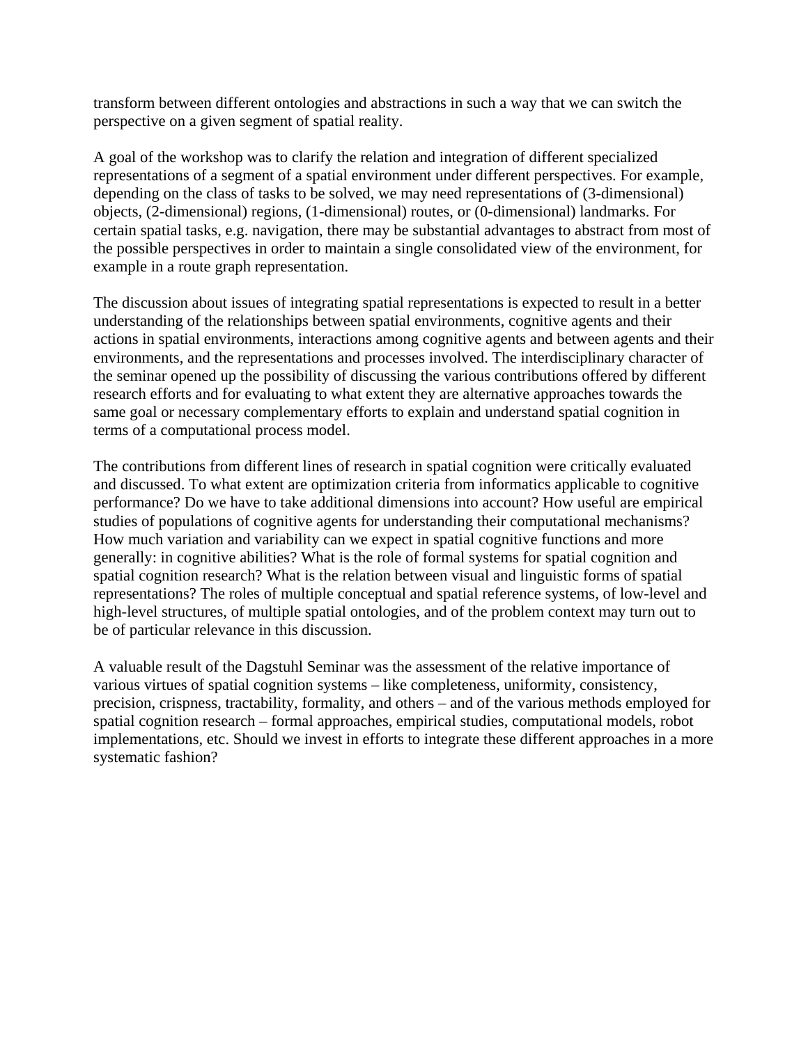transform between different ontologies and abstractions in such a way that we can switch the perspective on a given segment of spatial reality.

A goal of the workshop was to clarify the relation and integration of different specialized representations of a segment of a spatial environment under different perspectives. For example, depending on the class of tasks to be solved, we may need representations of (3-dimensional) objects, (2-dimensional) regions, (1-dimensional) routes, or (0-dimensional) landmarks. For certain spatial tasks, e.g. navigation, there may be substantial advantages to abstract from most of the possible perspectives in order to maintain a single consolidated view of the environment, for example in a route graph representation.

The discussion about issues of integrating spatial representations is expected to result in a better understanding of the relationships between spatial environments, cognitive agents and their actions in spatial environments, interactions among cognitive agents and between agents and their environments, and the representations and processes involved. The interdisciplinary character of the seminar opened up the possibility of discussing the various contributions offered by different research efforts and for evaluating to what extent they are alternative approaches towards the same goal or necessary complementary efforts to explain and understand spatial cognition in terms of a computational process model.

The contributions from different lines of research in spatial cognition were critically evaluated and discussed. To what extent are optimization criteria from informatics applicable to cognitive performance? Do we have to take additional dimensions into account? How useful are empirical studies of populations of cognitive agents for understanding their computational mechanisms? How much variation and variability can we expect in spatial cognitive functions and more generally: in cognitive abilities? What is the role of formal systems for spatial cognition and spatial cognition research? What is the relation between visual and linguistic forms of spatial representations? The roles of multiple conceptual and spatial reference systems, of low-level and high-level structures, of multiple spatial ontologies, and of the problem context may turn out to be of particular relevance in this discussion.

A valuable result of the Dagstuhl Seminar was the assessment of the relative importance of various virtues of spatial cognition systems – like completeness, uniformity, consistency, precision, crispness, tractability, formality, and others – and of the various methods employed for spatial cognition research – formal approaches, empirical studies, computational models, robot implementations, etc. Should we invest in efforts to integrate these different approaches in a more systematic fashion?